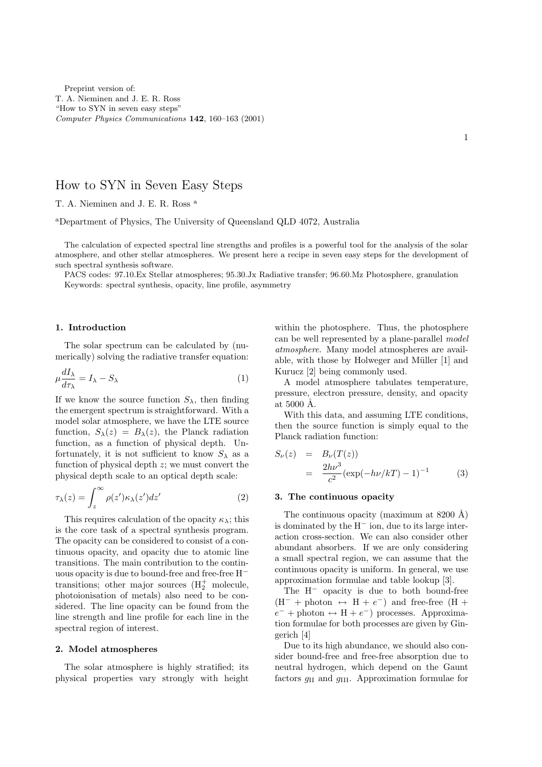Preprint version of:
T. A. Nieminen and J. E. R. Ross
"How to SYN in seven easy steps"
*Computer Physics Communications* **142**, 160–163 (2001)

# How to SYN in Seven Easy Steps

T. A. Nieminen and J. E. R. Ross [a]

[a]Department of Physics, The University of Queensland QLD 4072, Australia

The calculation of expected spectral line strengths and profiles is a powerful tool for the analysis of the solar atmosphere, and other stellar atmospheres. We present here a recipe in seven easy steps for the development of such spectral synthesis software.

PACS codes: 97.10.Ex Stellar atmospheres; 95.30.Jx Radiative transfer; 96.60.Mz Photosphere, granulation

Keywords: spectral synthesis, opacity, line profile, asymmetry

## 1. Introduction

The solar spectrum can be calculated by (numerically) solving the radiative transfer equation:

$$\mu \frac{dI_\lambda}{d\tau_\lambda} = I_\lambda - S_\lambda \tag{1}$$

If we know the source function $S_\lambda$, then finding the emergent spectrum is straightforward. With a model solar atmosphere, we have the LTE source function, $S_\lambda(z) = B_\lambda(z)$, the Planck radiation function, as a function of physical depth. Unfortunately, it is not sufficient to know $S_\lambda$ as a function of physical depth $z$; we must convert the physical depth scale to an optical depth scale:

$$\tau_\lambda(z) = \int_z^\infty \rho(z')\kappa_\lambda(z')dz' \tag{2}$$

This requires calculation of the opacity $\kappa_\lambda$; this is the core task of a spectral synthesis program. The opacity can be considered to consist of a continuous opacity, and opacity due to atomic line transitions. The main contribution to the continuous opacity is due to bound-free and free-free $H^-$ transitions; other major sources ($H_2^+$ molecule, photoionisation of metals) also need to be considered. The line opacity can be found from the line strength and line profile for each line in the spectral region of interest.

## 2. Model atmospheres

The solar atmosphere is highly stratified; its physical properties vary strongly with height within the photosphere. Thus, the photosphere can be well represented by a plane-parallel *model atmosphere*. Many model atmospheres are available, with those by Holweger and Müller [1] and Kurucz [2] being commonly used.

A model atmosphere tabulates temperature, pressure, electron pressure, density, and opacity at 5000 Å.

With this data, and assuming LTE conditions, then the source function is simply equal to the Planck radiation function:

$$\begin{aligned} S_\nu(z) &= B_\nu(T(z)) \\ &= \frac{2h\nu^3}{c^2}(\exp(-h\nu/kT) - 1)^{-1} \end{aligned} \tag{3}$$

## 3. The continuous opacity

The continuous opacity (maximum at 8200 Å) is dominated by the $H^-$ ion, due to its large interaction cross-section. We can also consider other abundant absorbers. If we are only considering a small spectral region, we can assume that the continuous opacity is uniform. In general, we use approximation formulae and table lookup [3].

The $H^-$ opacity is due to both bound-free ($H^-$ + photon $\leftrightarrow$ H + $e^-$) and free-free (H + $e^-$ + photon $\leftrightarrow$ H + $e^-$) processes. Approximation formulae for both processes are given by Gingerich [4]

Due to its high abundance, we should also consider bound-free and free-free absorption due to neutral hydrogen, which depend on the Gaunt factors $g_{\mathrm{II}}$ and $g_{\mathrm{III}}$. Approximation formulae for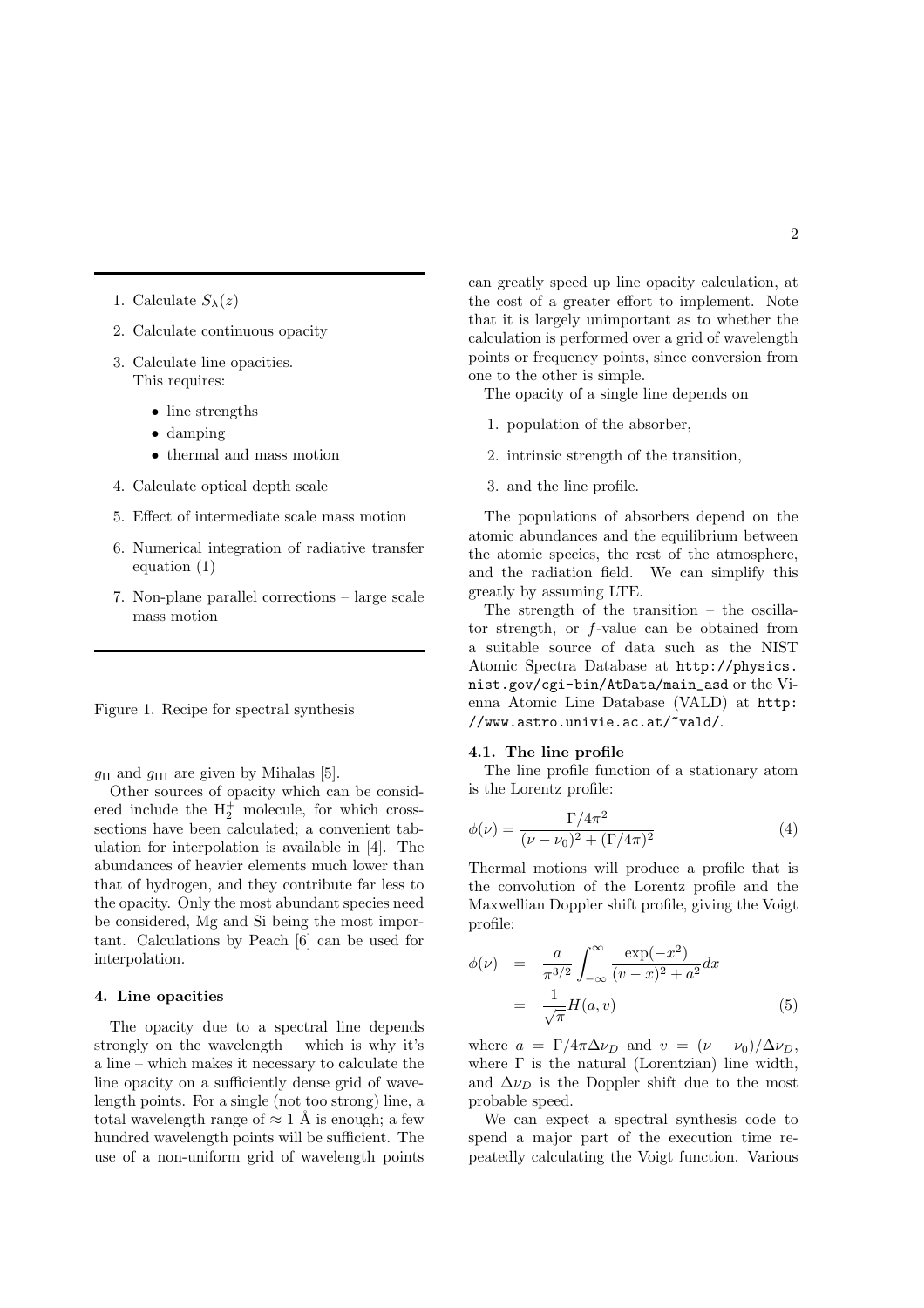1. Calculate $S_\lambda(z)$
2. Calculate continuous opacity
3. Calculate line opacities.
   This requires:
   - line strengths
   - damping
   - thermal and mass motion
4. Calculate optical depth scale
5. Effect of intermediate scale mass motion
6. Numerical integration of radiative transfer equation (1)
7. Non-plane parallel corrections – large scale mass motion

Figure 1. Recipe for spectral synthesis

$g_{\rm II}$ and $g_{\rm III}$ are given by Mihalas [5].

Other sources of opacity which can be considered include the $H_2^+$ molecule, for which cross-sections have been calculated; a convenient tabulation for interpolation is available in [4]. The abundances of heavier elements much lower than that of hydrogen, and they contribute far less to the opacity. Only the most abundant species need be considered, Mg and Si being the most important. Calculations by Peach [6] can be used for interpolation.

### 4. Line opacities

The opacity due to a spectral line depends strongly on the wavelength – which is why it's a line – which makes it necessary to calculate the line opacity on a sufficiently dense grid of wavelength points. For a single (not too strong) line, a total wavelength range of $\approx 1$ Å is enough; a few hundred wavelength points will be sufficient. The use of a non-uniform grid of wavelength points can greatly speed up line opacity calculation, at the cost of a greater effort to implement. Note that it is largely unimportant as to whether the calculation is performed over a grid of wavelength points or frequency points, since conversion from one to the other is simple.

The opacity of a single line depends on

1. population of the absorber,
2. intrinsic strength of the transition,
3. and the line profile.

The populations of absorbers depend on the atomic abundances and the equilibrium between the atomic species, the rest of the atmosphere, and the radiation field. We can simplify this greatly by assuming LTE.

The strength of the transition – the oscillator strength, or $f$-value can be obtained from a suitable source of data such as the NIST Atomic Spectra Database at http://physics.nist.gov/cgi-bin/AtData/main_asd or the Vienna Atomic Line Database (VALD) at http://www.astro.univie.ac.at/~vald/.

#### 4.1. The line profile

The line profile function of a stationary atom is the Lorentz profile:

$$\phi(\nu) = \frac{\Gamma/4\pi^2}{(\nu-\nu_0)^2 + (\Gamma/4\pi)^2} \tag{4}$$

Thermal motions will produce a profile that is the convolution of the Lorentz profile and the Maxwellian Doppler shift profile, giving the Voigt profile:

$$\begin{aligned}\phi(\nu) &= \frac{a}{\pi^{3/2}} \int_{-\infty}^{\infty} \frac{\exp(-x^2)}{(v-x)^2 + a^2} dx \\ &= \frac{1}{\sqrt{\pi}} H(a, v)\end{aligned} \tag{5}$$

where $a = \Gamma/4\pi\Delta\nu_D$ and $v = (\nu - \nu_0)/\Delta\nu_D$, where $\Gamma$ is the natural (Lorentzian) line width, and $\Delta\nu_D$ is the Doppler shift due to the most probable speed.

We can expect a spectral synthesis code to spend a major part of the execution time repeatedly calculating the Voigt function. Various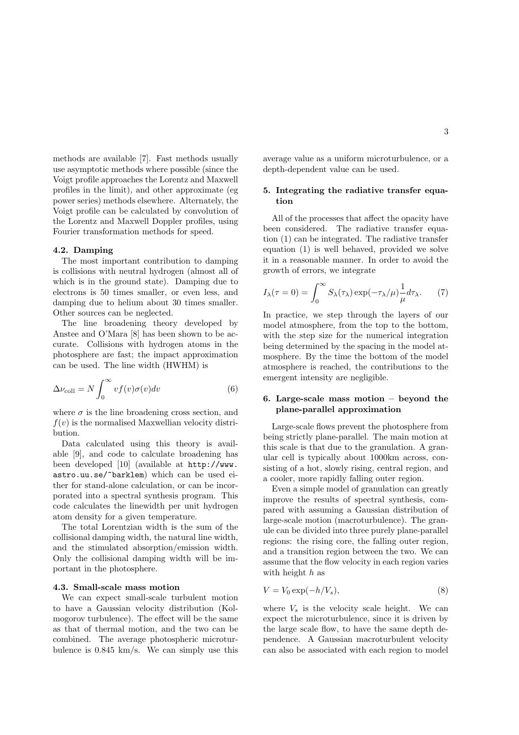methods are available [7]. Fast methods usually use asymptotic methods where possible (since the Voigt profile approaches the Lorentz and Maxwell profiles in the limit), and other approximate (eg power series) methods elsewhere. Alternately, the Voigt profile can be calculated by convolution of the Lorentz and Maxwell Doppler profiles, using Fourier transformation methods for speed.

### 4.2. Damping

The most important contribution to damping is collisions with neutral hydrogen (almost all of which is in the ground state). Damping due to electrons is 50 times smaller, or even less, and damping due to helium about 30 times smaller. Other sources can be neglected.

The line broadening theory developed by Anstee and O'Mara [8] has been shown to be accurate. Collisions with hydrogen atoms in the photosphere are fast; the impact approximation can be used. The line width (HWHM) is

$$\Delta\nu_{\mathrm{coll}} = N \int_0^\infty v f(v) \sigma(v) dv \tag{6}$$

where $\sigma$ is the line broadening cross section, and $f(v)$ is the normalised Maxwellian velocity distribution.

Data calculated using this theory is available [9], and code to calculate broadening has been developed [10] (available at `http://www.astro.uu.se/~barklem`) which can be used either for stand-alone calculation, or can be incorporated into a spectral synthesis program. This code calculates the linewidth per unit hydrogen atom density for a given temperature.

The total Lorentzian width is the sum of the collisional damping width, the natural line width, and the stimulated absorption/emission width. Only the collisional damping width will be important in the photosphere.

### 4.3. Small-scale mass motion

We can expect small-scale turbulent motion to have a Gaussian velocity distribution (Kolmogorov turbulence). The effect will be the same as that of thermal motion, and the two can be combined. The average photospheric microturbulence is 0.845 km/s. We can simply use this average value as a uniform microturbulence, or a depth-dependent value can be used.

## 5. Integrating the radiative transfer equation

All of the processes that affect the opacity have been considered. The radiative transfer equation (1) can be integrated. The radiative transfer equation (1) is well behaved, provided we solve it in a reasonable manner. In order to avoid the growth of errors, we integrate

$$I_\lambda(\tau = 0) = \int_0^\infty S_\lambda(\tau_\lambda) \exp(-\tau_\lambda/\mu) \frac{1}{\mu} d\tau_\lambda. \tag{7}$$

In practice, we step through the layers of our model atmosphere, from the top to the bottom, with the step size for the numerical integration being determined by the spacing in the model atmosphere. By the time the bottom of the model atmosphere is reached, the contributions to the emergent intensity are negligible.

## 6. Large-scale mass motion – beyond the plane-parallel approximation

Large-scale flows prevent the photosphere from being strictly plane-parallel. The main motion at this scale is that due to the granulation. A granular cell is typically about 1000km across, consisting of a hot, slowly rising, central region, and a cooler, more rapidly falling outer region.

Even a simple model of granulation can greatly improve the results of spectral synthesis, compared with assuming a Gaussian distribution of large-scale motion (macroturbulence). The granule can be divided into three purely plane-parallel regions: the rising core, the falling outer region, and a transition region between the two. We can assume that the flow velocity in each region varies with height $h$ as

$$V = V_0 \exp(-h/V_s), \tag{8}$$

where $V_s$ is the velocity scale height. We can expect the microturbulence, since it is driven by the large scale flow, to have the same depth dependence. A Gaussian macroturbulent velocity can also be associated with each region to model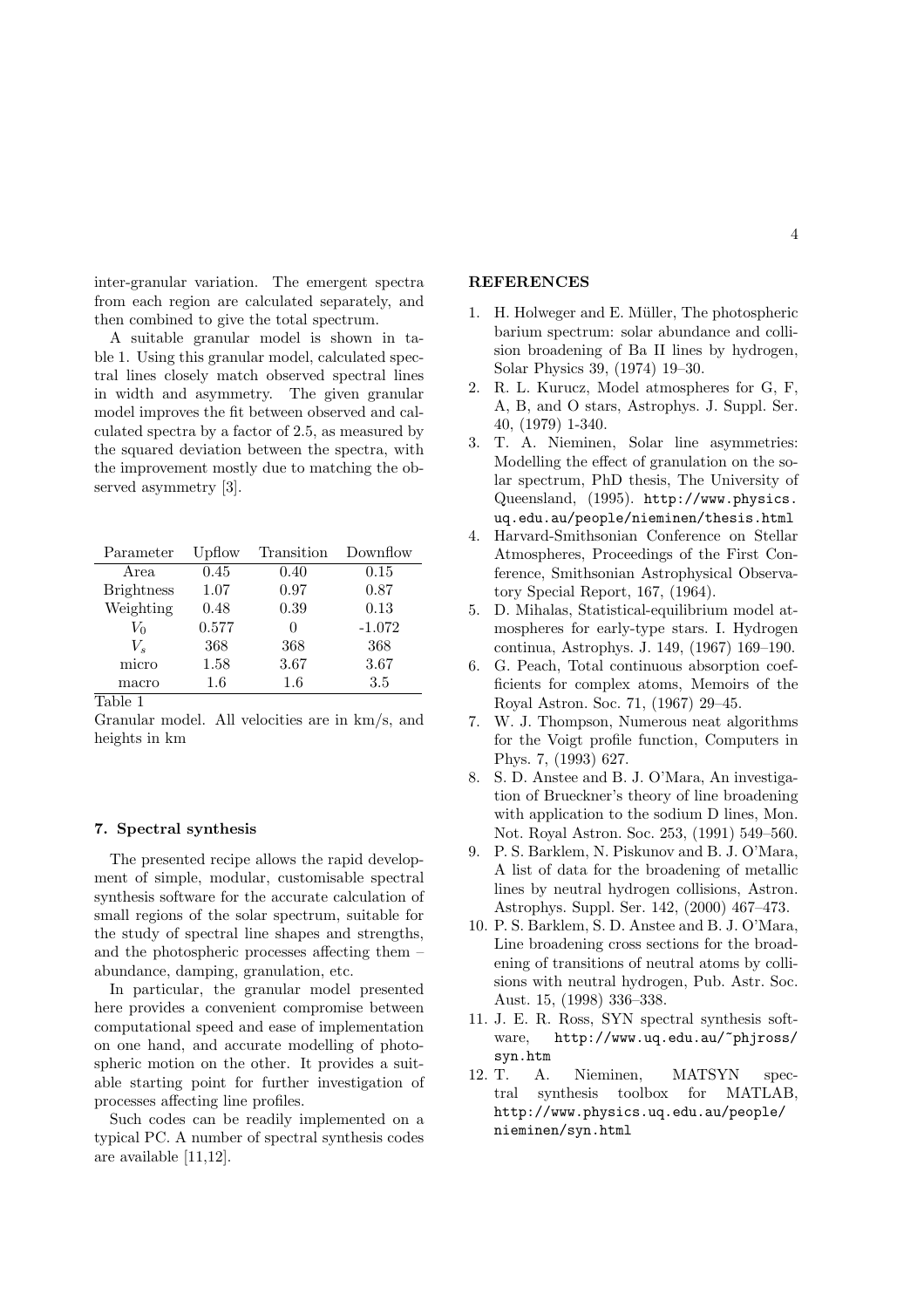inter-granular variation. The emergent spectra from each region are calculated separately, and then combined to give the total spectrum.

A suitable granular model is shown in table 1. Using this granular model, calculated spectral lines closely match observed spectral lines in width and asymmetry. The given granular model improves the fit between observed and calculated spectra by a factor of 2.5, as measured by the squared deviation between the spectra, with the improvement mostly due to matching the observed asymmetry [3].

| Parameter | Upflow | Transition | Downflow |
|---|---|---|---|
| Area | 0.45 | 0.40 | 0.15 |
| Brightness | 1.07 | 0.97 | 0.87 |
| Weighting | 0.48 | 0.39 | 0.13 |
| $V_0$ | 0.577 | 0 | -1.072 |
| $V_s$ | 368 | 368 | 368 |
| micro | 1.58 | 3.67 | 3.67 |
| macro | 1.6 | 1.6 | 3.5 |

Table 1

Granular model. All velocities are in km/s, and heights in km

### 7. Spectral synthesis

The presented recipe allows the rapid development of simple, modular, customisable spectral synthesis software for the accurate calculation of small regions of the solar spectrum, suitable for the study of spectral line shapes and strengths, and the photospheric processes affecting them – abundance, damping, granulation, etc.

In particular, the granular model presented here provides a convenient compromise between computational speed and ease of implementation on one hand, and accurate modelling of photospheric motion on the other. It provides a suitable starting point for further investigation of processes affecting line profiles.

Such codes can be readily implemented on a typical PC. A number of spectral synthesis codes are available [11,12].

## REFERENCES

1. H. Holweger and E. Müller, The photospheric barium spectrum: solar abundance and collision broadening of Ba II lines by hydrogen, Solar Physics 39, (1974) 19–30.
2. R. L. Kurucz, Model atmospheres for G, F, A, B, and O stars, Astrophys. J. Suppl. Ser. 40, (1979) 1-340.
3. T. A. Nieminen, Solar line asymmetries: Modelling the effect of granulation on the solar spectrum, PhD thesis, The University of Queensland, (1995). http://www.physics.uq.edu.au/people/nieminen/thesis.html
4. Harvard-Smithsonian Conference on Stellar Atmospheres, Proceedings of the First Conference, Smithsonian Astrophysical Observatory Special Report, 167, (1964).
5. D. Mihalas, Statistical-equilibrium model atmospheres for early-type stars. I. Hydrogen continua, Astrophys. J. 149, (1967) 169–190.
6. G. Peach, Total continuous absorption coefficients for complex atoms, Memoirs of the Royal Astron. Soc. 71, (1967) 29–45.
7. W. J. Thompson, Numerous neat algorithms for the Voigt profile function, Computers in Phys. 7, (1993) 627.
8. S. D. Anstee and B. J. O'Mara, An investigation of Brueckner's theory of line broadening with application to the sodium D lines, Mon. Not. Royal Astron. Soc. 253, (1991) 549–560.
9. P. S. Barklem, N. Piskunov and B. J. O'Mara, A list of data for the broadening of metallic lines by neutral hydrogen collisions, Astron. Astrophys. Suppl. Ser. 142, (2000) 467–473.
10. P. S. Barklem, S. D. Anstee and B. J. O'Mara, Line broadening cross sections for the broadening of transitions of neutral atoms by collisions with neutral hydrogen, Pub. Astr. Soc. Aust. 15, (1998) 336–338.
11. J. E. R. Ross, SYN spectral synthesis software, http://www.uq.edu.au/~phjross/syn.htm
12. T. A. Nieminen, MATSYN spectral synthesis toolbox for MATLAB, http://www.physics.uq.edu.au/people/nieminen/syn.html